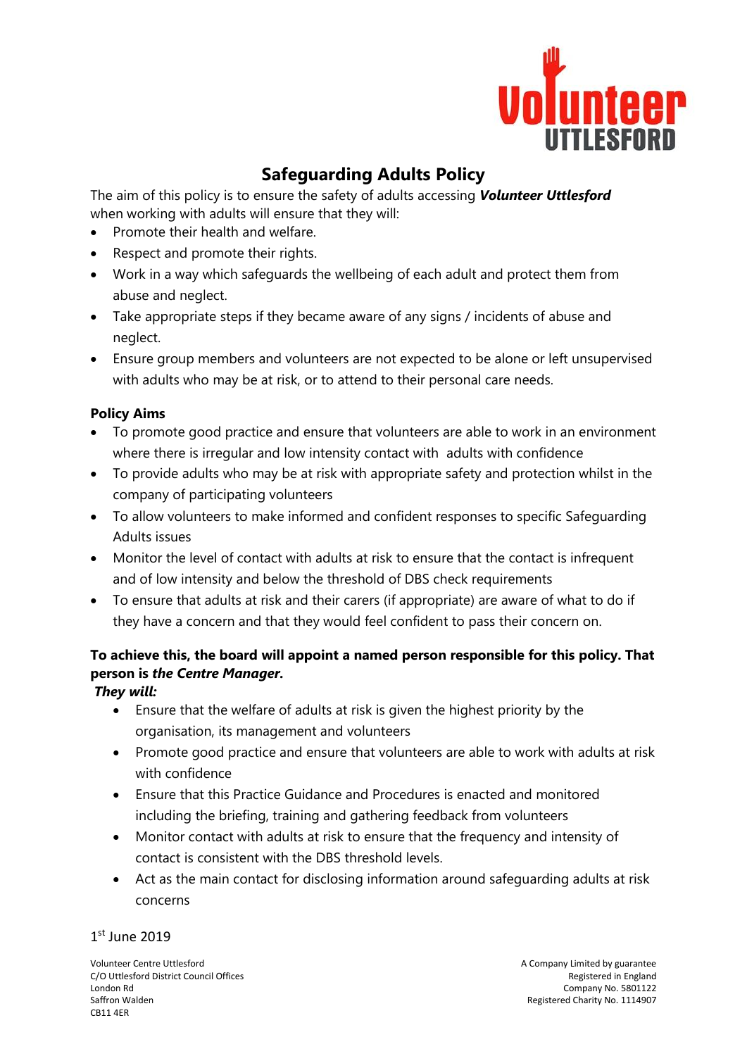# Safeguarding Adults Policy

The aim of this policy is to ensure the safety of adults accessing ***Volunteer Uttlesford*** when working with adults will ensure that they will:

- Promote their health and welfare.
- Respect and promote their rights.
- Work in a way which safeguards the wellbeing of each adult and protect them from abuse and neglect.
- Take appropriate steps if they became aware of any signs / incidents of abuse and neglect.
- Ensure group members and volunteers are not expected to be alone or left unsupervised with adults who may be at risk, or to attend to their personal care needs.

## Policy Aims

- To promote good practice and ensure that volunteers are able to work in an environment where there is irregular and low intensity contact with adults with confidence
- To provide adults who may be at risk with appropriate safety and protection whilst in the company of participating volunteers
- To allow volunteers to make informed and confident responses to specific Safeguarding Adults issues
- Monitor the level of contact with adults at risk to ensure that the contact is infrequent and of low intensity and below the threshold of DBS check requirements
- To ensure that adults at risk and their carers (if appropriate) are aware of what to do if they have a concern and that they would feel confident to pass their concern on.

**To achieve this, the board will appoint a named person responsible for this policy. That person is *the Centre Manager*.**

***They will:***

- Ensure that the welfare of adults at risk is given the highest priority by the organisation, its management and volunteers
- Promote good practice and ensure that volunteers are able to work with adults at risk with confidence
- Ensure that this Practice Guidance and Procedures is enacted and monitored including the briefing, training and gathering feedback from volunteers
- Monitor contact with adults at risk to ensure that the frequency and intensity of contact is consistent with the DBS threshold levels.
- Act as the main contact for disclosing information around safeguarding adults at risk concerns

1st June 2019

Volunteer Centre Uttlesford
C/O Uttlesford District Council Offices
London Rd
Saffron Walden
CB11 4ER

A Company Limited by guarantee
Registered in England
Company No. 5801122
Registered Charity No. 1114907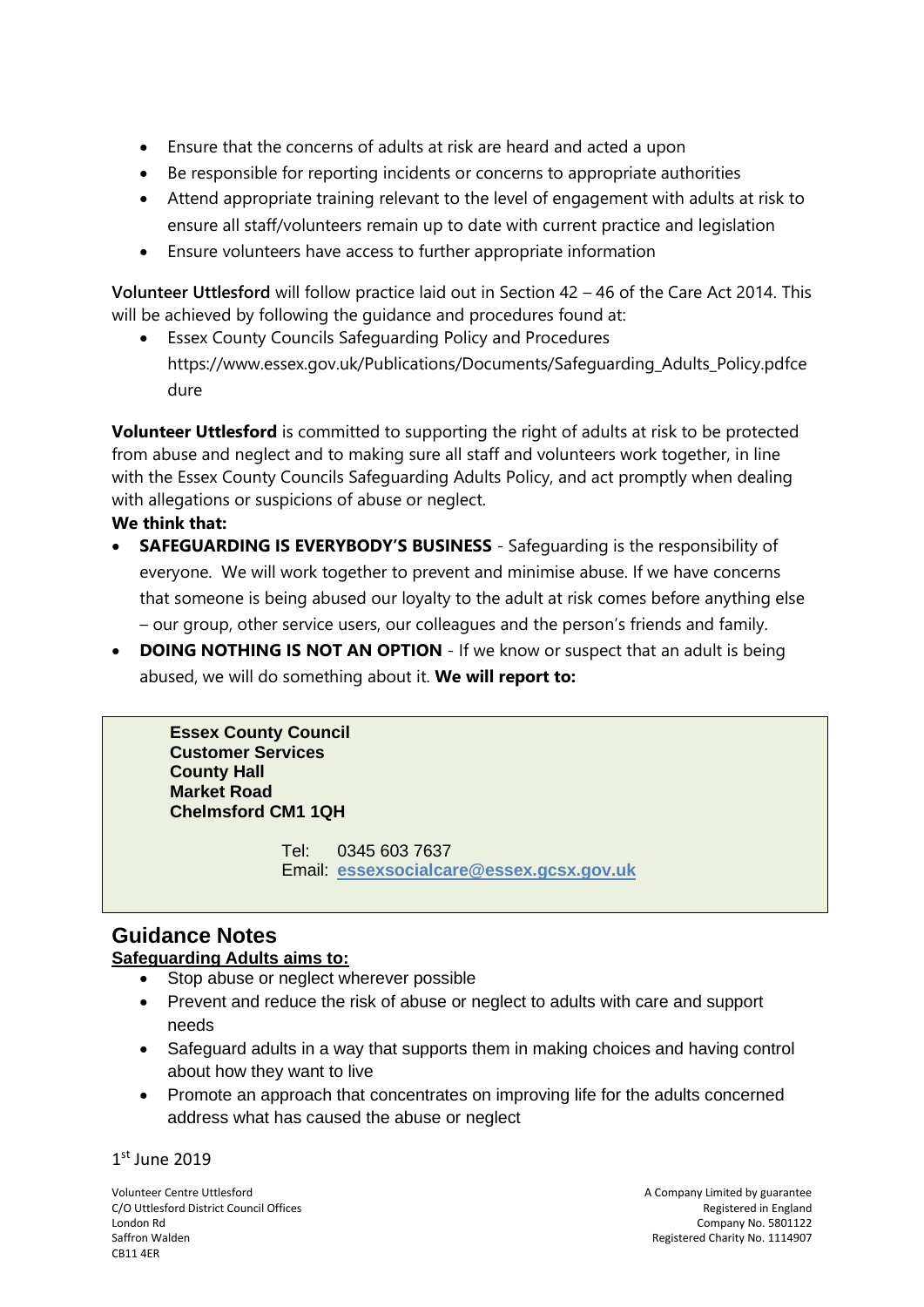- Ensure that the concerns of adults at risk are heard and acted a upon
- Be responsible for reporting incidents or concerns to appropriate authorities
- Attend appropriate training relevant to the level of engagement with adults at risk to ensure all staff/volunteers remain up to date with current practice and legislation
- Ensure volunteers have access to further appropriate information

**Volunteer Uttlesford** will follow practice laid out in Section 42 – 46 of the Care Act 2014. This will be achieved by following the guidance and procedures found at:

- Essex County Councils Safeguarding Policy and Procedures https://www.essex.gov.uk/Publications/Documents/Safeguarding_Adults_Policy.pdfcedure

**Volunteer Uttlesford** is committed to supporting the right of adults at risk to be protected from abuse and neglect and to making sure all staff and volunteers work together, in line with the Essex County Councils Safeguarding Adults Policy, and act promptly when dealing with allegations or suspicions of abuse or neglect.

**We think that:**

- **SAFEGUARDING IS EVERYBODY'S BUSINESS** - Safeguarding is the responsibility of everyone. We will work together to prevent and minimise abuse. If we have concerns that someone is being abused our loyalty to the adult at risk comes before anything else – our group, other service users, our colleagues and the person's friends and family.
- **DOING NOTHING IS NOT AN OPTION** - If we know or suspect that an adult is being abused, we will do something about it. **We will report to:**

**Essex County Council**
**Customer Services**
**County Hall**
**Market Road**
**Chelmsford CM1 1QH**

Tel: 0345 603 7637
Email: **essexsocialcare@essex.gcsx.gov.uk**

## Guidance Notes

**Safeguarding Adults aims to:**

- Stop abuse or neglect wherever possible
- Prevent and reduce the risk of abuse or neglect to adults with care and support needs
- Safeguard adults in a way that supports them in making choices and having control about how they want to live
- Promote an approach that concentrates on improving life for the adults concerned address what has caused the abuse or neglect

1st June 2019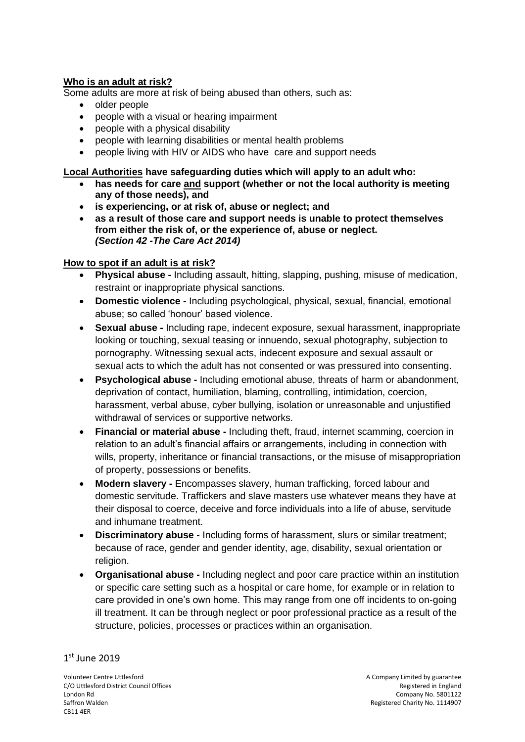**Who is an adult at risk?**

Some adults are more at risk of being abused than others, such as:

- older people
- people with a visual or hearing impairment
- people with a physical disability
- people with learning disabilities or mental health problems
- people living with HIV or AIDS who have care and support needs

**Local Authorities have safeguarding duties which will apply to an adult who:**

- **has needs for care and support (whether or not the local authority is meeting any of those needs), and**
- **is experiencing, or at risk of, abuse or neglect; and**
- **as a result of those care and support needs is unable to protect themselves from either the risk of, or the experience of, abuse or neglect.** ***(Section 42 -The Care Act 2014)***

**How to spot if an adult is at risk?**

- **Physical abuse -** Including assault, hitting, slapping, pushing, misuse of medication, restraint or inappropriate physical sanctions.
- **Domestic violence -** Including psychological, physical, sexual, financial, emotional abuse; so called 'honour' based violence.
- **Sexual abuse -** Including rape, indecent exposure, sexual harassment, inappropriate looking or touching, sexual teasing or innuendo, sexual photography, subjection to pornography. Witnessing sexual acts, indecent exposure and sexual assault or sexual acts to which the adult has not consented or was pressured into consenting.
- **Psychological abuse -** Including emotional abuse, threats of harm or abandonment, deprivation of contact, humiliation, blaming, controlling, intimidation, coercion, harassment, verbal abuse, cyber bullying, isolation or unreasonable and unjustified withdrawal of services or supportive networks.
- **Financial or material abuse -** Including theft, fraud, internet scamming, coercion in relation to an adult's financial affairs or arrangements, including in connection with wills, property, inheritance or financial transactions, or the misuse of misappropriation of property, possessions or benefits.
- **Modern slavery -** Encompasses slavery, human trafficking, forced labour and domestic servitude. Traffickers and slave masters use whatever means they have at their disposal to coerce, deceive and force individuals into a life of abuse, servitude and inhumane treatment.
- **Discriminatory abuse -** Including forms of harassment, slurs or similar treatment; because of race, gender and gender identity, age, disability, sexual orientation or religion.
- **Organisational abuse -** Including neglect and poor care practice within an institution or specific care setting such as a hospital or care home, for example or in relation to care provided in one's own home. This may range from one off incidents to on-going ill treatment. It can be through neglect or poor professional practice as a result of the structure, policies, processes or practices within an organisation.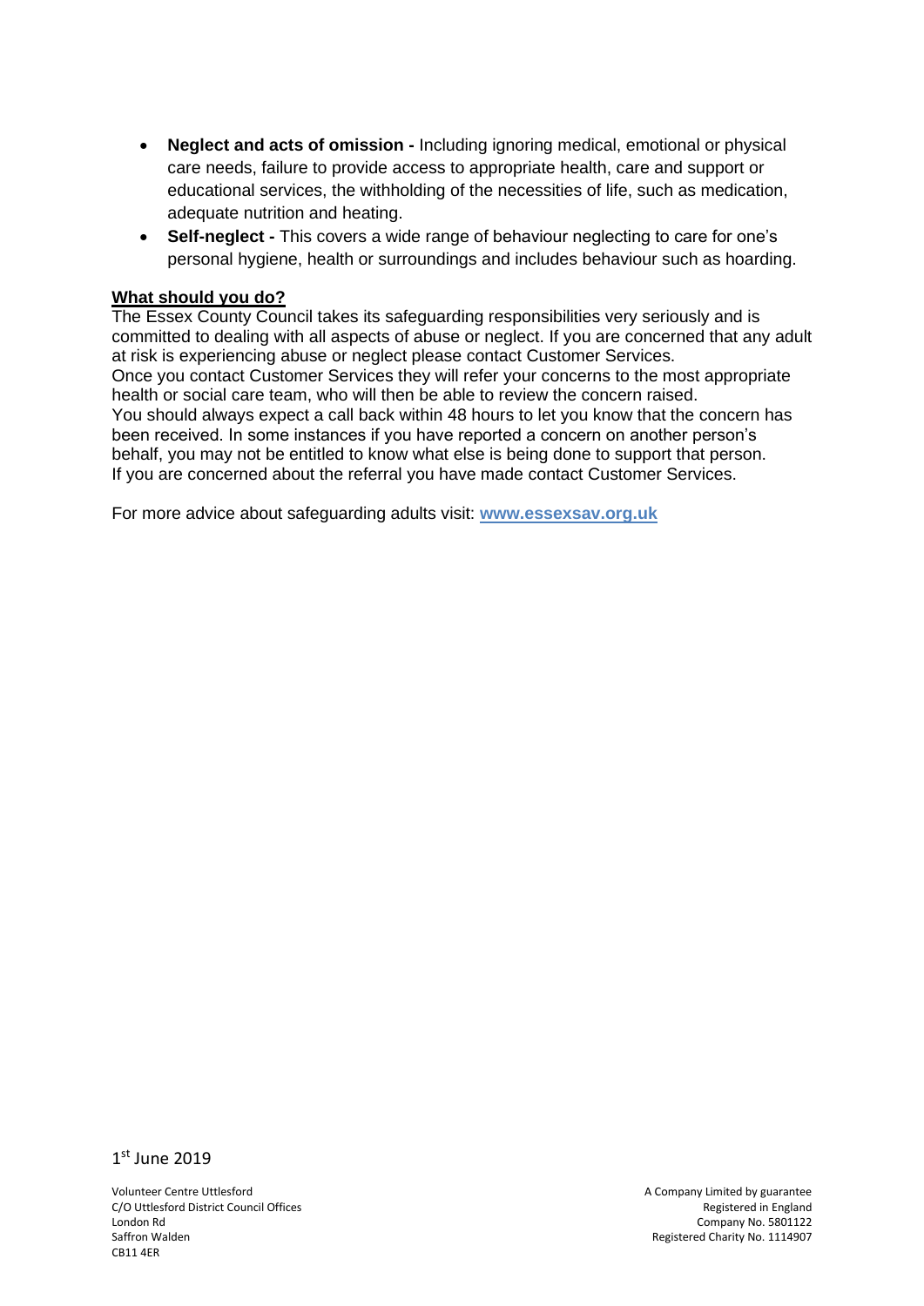- **Neglect and acts of omission -** Including ignoring medical, emotional or physical care needs, failure to provide access to appropriate health, care and support or educational services, the withholding of the necessities of life, such as medication, adequate nutrition and heating.
- **Self-neglect -** This covers a wide range of behaviour neglecting to care for one's personal hygiene, health or surroundings and includes behaviour such as hoarding.

**What should you do?**

The Essex County Council takes its safeguarding responsibilities very seriously and is committed to dealing with all aspects of abuse or neglect. If you are concerned that any adult at risk is experiencing abuse or neglect please contact Customer Services.
Once you contact Customer Services they will refer your concerns to the most appropriate health or social care team, who will then be able to review the concern raised.
You should always expect a call back within 48 hours to let you know that the concern has been received. In some instances if you have reported a concern on another person's behalf, you may not be entitled to know what else is being done to support that person.
If you are concerned about the referral you have made contact Customer Services.

For more advice about safeguarding adults visit: **www.essexsav.org.uk**

1st June 2019

Volunteer Centre Uttlesford
C/O Uttlesford District Council Offices
London Rd
Saffron Walden
CB11 4ER

A Company Limited by guarantee
Registered in England
Company No. 5801122
Registered Charity No. 1114907